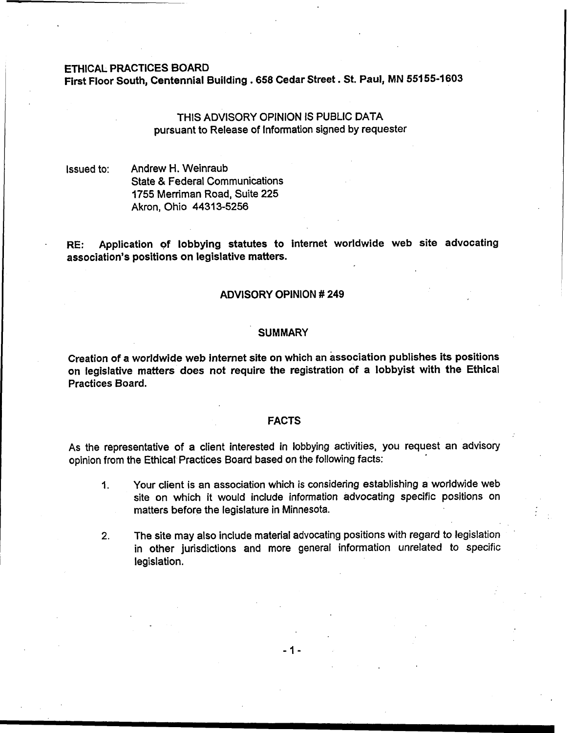**ETHICAL PRACTICES BOARD**
**First Floor South, Centennial Building . 658 Cedar Street . St. Paul, MN 55155-1603**

THIS ADVISORY OPINION IS PUBLIC DATA
pursuant to Release of Information signed by requester

Issued to: Andrew H. Weinraub
State & Federal Communications
1755 Merriman Road, Suite 225
Akron, Ohio 44313-5256

**RE: Application of lobbying statutes to internet worldwide web site advocating association's positions on legislative matters.**

## ADVISORY OPINION # 249

## SUMMARY

**Creation of a worldwide web internet site on which an association publishes its positions on legislative matters does not require the registration of a lobbyist with the Ethical Practices Board.**

## FACTS

As the representative of a client interested in lobbying activities, you request an advisory opinion from the Ethical Practices Board based on the following facts:

1. Your client is an association which is considering establishing a worldwide web site on which it would include information advocating specific positions on matters before the legislature in Minnesota.

2. The site may also include material advocating positions with regard to legislation in other jurisdictions and more general information unrelated to specific legislation.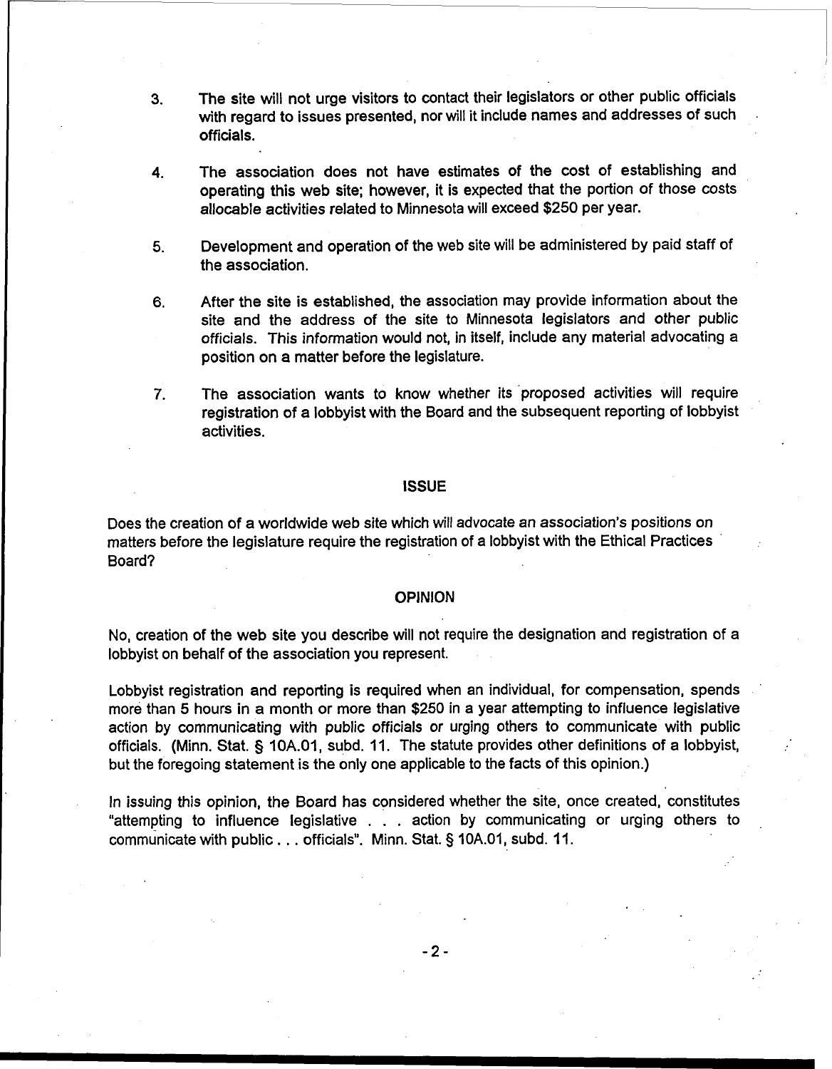3. The site will not urge visitors to contact their legislators or other public officials with regard to issues presented, nor will it include names and addresses of such officials.

4. The association does not have estimates of the cost of establishing and operating this web site; however, it is expected that the portion of those costs allocable activities related to Minnesota will exceed $250 per year.

5. Development and operation of the web site will be administered by paid staff of the association.

6. After the site is established, the association may provide information about the site and the address of the site to Minnesota legislators and other public officials. This information would not, in itself, include any material advocating a position on a matter before the legislature.

7. The association wants to know whether its proposed activities will require registration of a lobbyist with the Board and the subsequent reporting of lobbyist activities.

## ISSUE

Does the creation of a worldwide web site which will advocate an association's positions on matters before the legislature require the registration of a lobbyist with the Ethical Practices Board?

## OPINION

No, creation of the web site you describe will not require the designation and registration of a lobbyist on behalf of the association you represent.

Lobbyist registration and reporting is required when an individual, for compensation, spends more than 5 hours in a month or more than $250 in a year attempting to influence legislative action by communicating with public officials or urging others to communicate with public officials. (Minn. Stat. § 10A.01, subd. 11. The statute provides other definitions of a lobbyist, but the foregoing statement is the only one applicable to the facts of this opinion.)

In issuing this opinion, the Board has considered whether the site, once created, constitutes "attempting to influence legislative . . . action by communicating or urging others to communicate with public . . . officials". Minn. Stat. § 10A.01, subd. 11.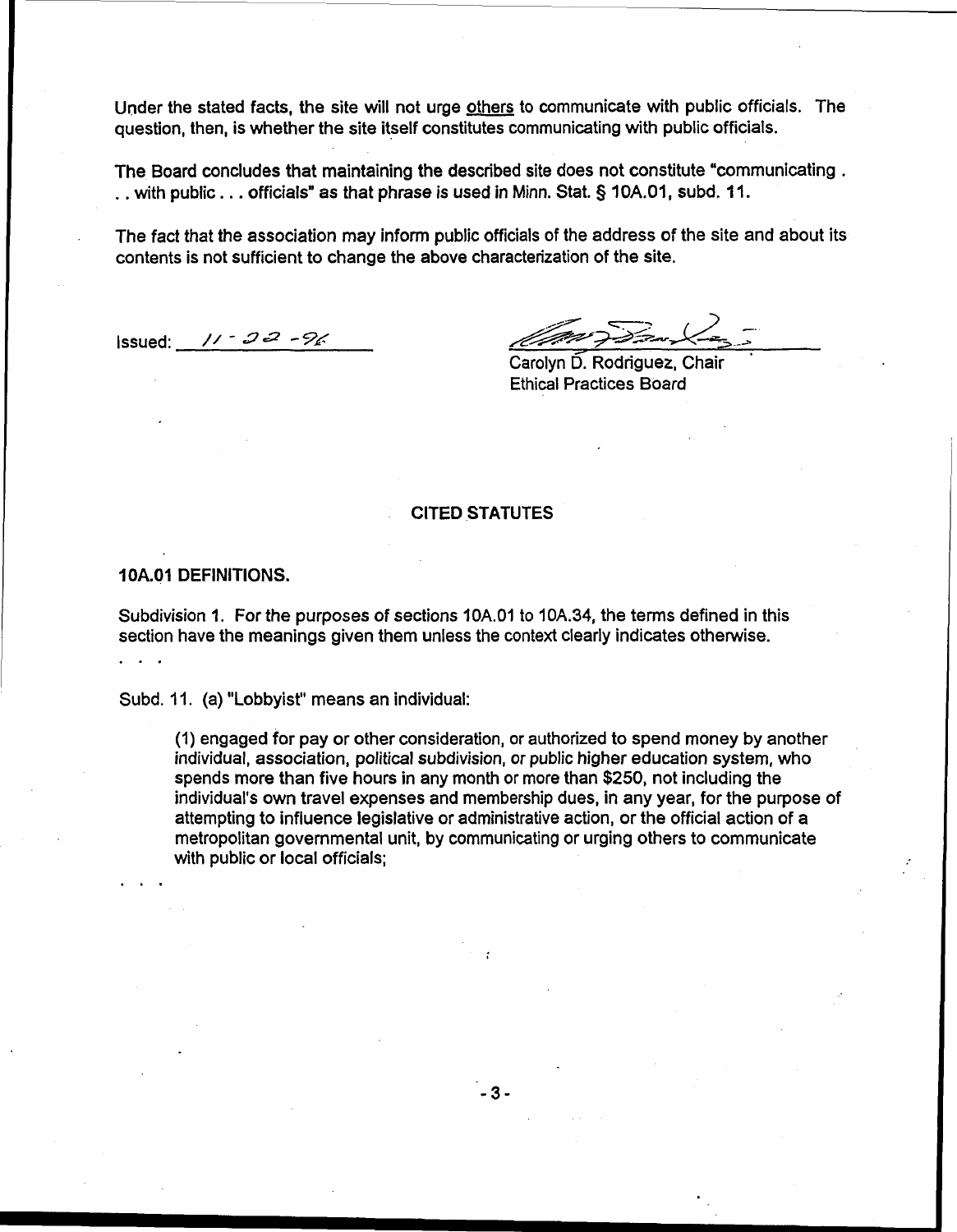Under the stated facts, the site will not urge others to communicate with public officials. The question, then, is whether the site itself constitutes communicating with public officials.

The Board concludes that maintaining the described site does not constitute "communicating . . . with public . . . officials" as that phrase is used in Minn. Stat. § 10A.01, subd. 11.

The fact that the association may inform public officials of the address of the site and about its contents is not sufficient to change the above characterization of the site.

Issued: 11-22-96

Carolyn D. Rodriguez, Chair
Ethical Practices Board

## CITED STATUTES

**10A.01 DEFINITIONS.**

Subdivision 1. For the purposes of sections 10A.01 to 10A.34, the terms defined in this section have the meanings given them unless the context clearly indicates otherwise.

. . .

Subd. 11. (a) "Lobbyist" means an individual:

> (1) engaged for pay or other consideration, or authorized to spend money by another individual, association, political subdivision, or public higher education system, who spends more than five hours in any month or more than $250, not including the individual's own travel expenses and membership dues, in any year, for the purpose of attempting to influence legislative or administrative action, or the official action of a metropolitan governmental unit, by communicating or urging others to communicate with public or local officials;

. . .